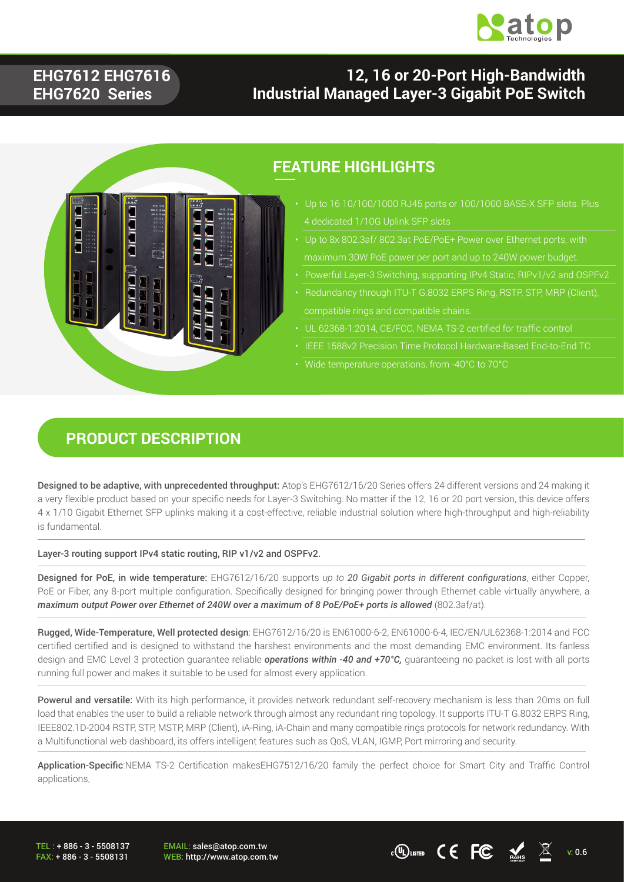# EHG7612 EHG7616 EHG7620 Series

# 12, 16 or 20-Port High-Bandwidth Industrial Managed Layer-3 Gigabit PoE Switch

## FEATURE HIGHLIGHTS

- Up to 16 10/100/1000 RJ45 ports or 100/1000 BASE-X SFP slots. Plus 4 dedicated 1/10G Uplink SFP slots
- Up to 8x 802.3af/ 802.3at PoE/PoE+ Power over Ethernet ports, with maximum 30W PoE power per port and up to 240W power budget.
- Powerful Layer-3 Switching, supporting IPv4 Static, RIPv1/v2 and OSPFv2
- Redundancy through ITU-T G.8032 ERPS Ring, RSTP, STP, MRP (Client), compatible rings and compatible chains.
- UL 62368-1:2014, CE/FCC, NEMA TS-2 certified for traffic control
- IEEE 1588v2 Precision Time Protocol Hardware-Based End-to-End TC
- Wide temperature operations, from -40°C to 70°C

## PRODUCT DESCRIPTION

**Designed to be adaptive, with unprecedented throughput:** Atop's EHG7612/16/20 Series offers 24 different versions and 24 making it a very flexible product based on your specific needs for Layer-3 Switching. No matter if the 12, 16 or 20 port version, this device offers 4 x 1/10 Gigabit Ethernet SFP uplinks making it a cost-effective, reliable industrial solution where high-throughput and high-reliability is fundamental.

**Layer-3 routing support IPv4 static routing, RIP v1/v2 and OSPFv2.**

**Designed for PoE, in wide temperature:** EHG7612/16/20 supports *up to **20 Gigabit ports in different configurations***, either Copper, PoE or Fiber, any 8-port multiple configuration. Specifically designed for bringing power through Ethernet cable virtually anywhere, a ***maximum output Power over Ethernet of 240W over a maximum of 8 PoE/PoE+ ports is allowed*** (802.3af/at).

**Rugged, Wide-Temperature, Well protected design**: EHG7612/16/20 is EN61000-6-2, EN61000-6-4, IEC/EN/UL62368-1:2014 and FCC certified certified and is designed to withstand the harshest environments and the most demanding EMC environment. Its fanless design and EMC Level 3 protection guarantee reliable ***operations within -40 and +70°C,*** guaranteeing no packet is lost with all ports running full power and makes it suitable to be used for almost every application.

**Powerul and versatile:** With its high performance, it provides network redundant self-recovery mechanism is less than 20ms on full load that enables the user to build a reliable network through almost any redundant ring topology. It supports ITU-T G.8032 ERPS Ring, IEEE802.1D-2004 RSTP, STP, MSTP, MRP (Client), iA-Ring, iA-Chain and many compatible rings protocols for network redundancy. With a Multifunctional web dashboard, its offers intelligent features such as QoS, VLAN, IGMP, Port mirroring and security.

**Application-Specific**:NEMA TS-2 Certification makesEHG7512/16/20 family the perfect choice for Smart City and Traffic Control applications,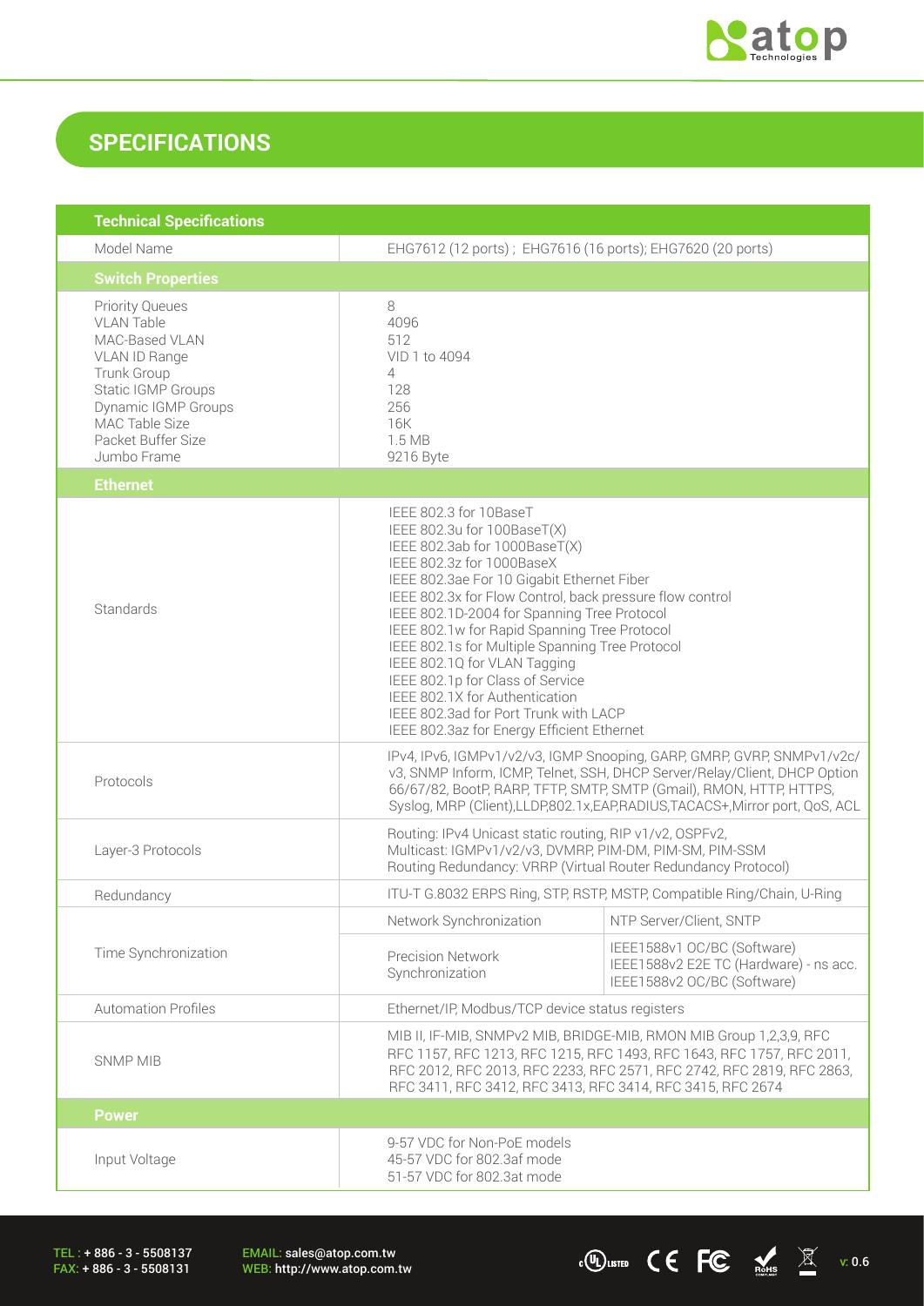## SPECIFICATIONS

| Technical Specifications | | |
|---|---|---|
| Model Name | EHG7612 (12 ports) ; EHG7616 (16 ports); EHG7620 (20 ports) | |
| **Switch Properties** | | |
| Priority Queues<br>VLAN Table<br>MAC-Based VLAN<br>VLAN ID Range<br>Trunk Group<br>Static IGMP Groups<br>Dynamic IGMP Groups<br>MAC Table Size<br>Packet Buffer Size<br>Jumbo Frame | 8<br>4096<br>512<br>VID 1 to 4094<br>4<br>128<br>256<br>16K<br>1.5 MB<br>9216 Byte | |
| **Ethernet** | | |
| Standards | IEEE 802.3 for 10BaseT<br>IEEE 802.3u for 100BaseT(X)<br>IEEE 802.3ab for 1000BaseT(X)<br>IEEE 802.3z for 1000BaseX<br>IEEE 802.3ae For 10 Gigabit Ethernet Fiber<br>IEEE 802.3x for Flow Control, back pressure flow control<br>IEEE 802.1D-2004 for Spanning Tree Protocol<br>IEEE 802.1w for Rapid Spanning Tree Protocol<br>IEEE 802.1s for Multiple Spanning Tree Protocol<br>IEEE 802.1Q for VLAN Tagging<br>IEEE 802.1p for Class of Service<br>IEEE 802.1X for Authentication<br>IEEE 802.3ad for Port Trunk with LACP<br>IEEE 802.3az for Energy Efficient Ethernet | |
| Protocols | IPv4, IPv6, IGMPv1/v2/v3, IGMP Snooping, GARP, GMRP, GVRP, SNMPv1/v2c/v3, SNMP Inform, ICMP, Telnet, SSH, DHCP Server/Relay/Client, DHCP Option 66/67/82, BootP, RARP, TFTP, SMTP, SMTP (Gmail), RMON, HTTP, HTTPS, Syslog, MRP (Client),LLDP,802.1x,EAP,RADIUS,TACACS+,Mirror port, QoS, ACL | |
| Layer-3 Protocols | Routing: IPv4 Unicast static routing, RIP v1/v2, OSPFv2,<br>Multicast: IGMPv1/v2/v3, DVMRP, PIM-DM, PIM-SM, PIM-SSM<br>Routing Redundancy: VRRP (Virtual Router Redundancy Protocol) | |
| Redundancy | ITU-T G.8032 ERPS Ring, STP, RSTP, MSTP, Compatible Ring/Chain, U-Ring | |
| Time Synchronization | Network Synchronization | NTP Server/Client, SNTP |
| | Precision Network Synchronization | IEEE1588v1 OC/BC (Software)<br>IEEE1588v2 E2E TC (Hardware) - ns acc.<br>IEEE1588v2 OC/BC (Software) |
| Automation Profiles | Ethernet/IP, Modbus/TCP device status registers | |
| SNMP MIB | MIB II, IF-MIB, SNMPv2 MIB, BRIDGE-MIB, RMON MIB Group 1,2,3,9, RFC RFC 1157, RFC 1213, RFC 1215, RFC 1493, RFC 1643, RFC 1757, RFC 2011, RFC 2012, RFC 2013, RFC 2233, RFC 2571, RFC 2742, RFC 2819, RFC 2863, RFC 3411, RFC 3412, RFC 3413, RFC 3414, RFC 3415, RFC 2674 | |
| **Power** | | |
| Input Voltage | 9-57 VDC for Non-PoE models<br>45-57 VDC for 802.3af mode<br>51-57 VDC for 802.3at mode | |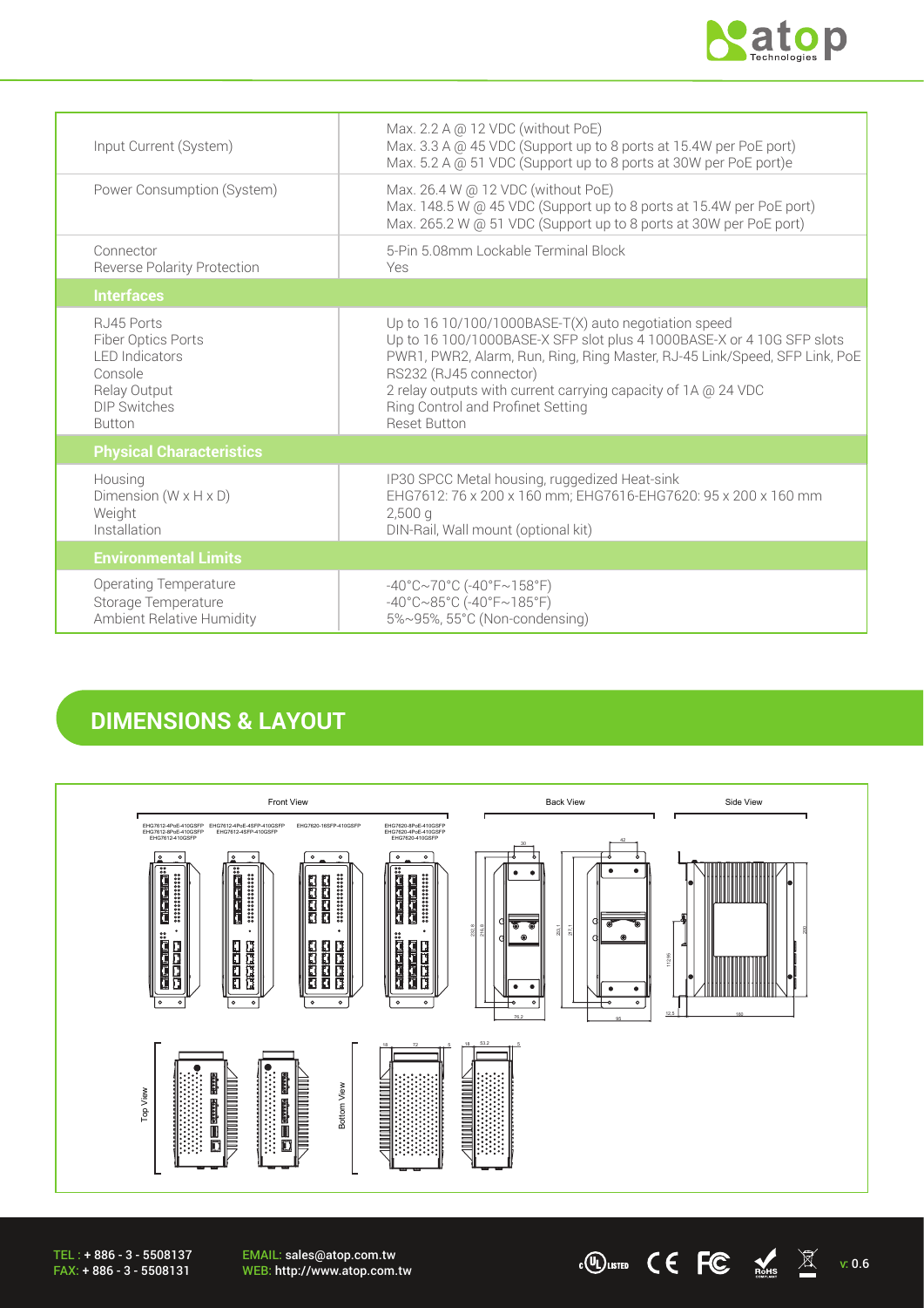| | |
|---|---|
| Input Current (System) | Max. 2.2 A @ 12 VDC (without PoE)<br>Max. 3.3 A @ 45 VDC (Support up to 8 ports at 15.4W per PoE port)<br>Max. 5.2 A @ 51 VDC (Support up to 8 ports at 30W per PoE port)e |
| Power Consumption (System) | Max. 26.4 W @ 12 VDC (without PoE)<br>Max. 148.5 W @ 45 VDC (Support up to 8 ports at 15.4W per PoE port)<br>Max. 265.2 W @ 51 VDC (Support up to 8 ports at 30W per PoE port) |
| Connector<br>Reverse Polarity Protection | 5-Pin 5.08mm Lockable Terminal Block<br>Yes |
| **Interfaces** | |
| RJ45 Ports<br>Fiber Optics Ports<br>LED Indicators<br>Console<br>Relay Output<br>DIP Switches<br>Button | Up to 16 10/100/1000BASE-T(X) auto negotiation speed<br>Up to 16 100/1000BASE-X SFP slot plus 4 1000BASE-X or 4 10G SFP slots<br>PWR1, PWR2, Alarm, Run, Ring, Ring Master, RJ-45 Link/Speed, SFP Link, PoE<br>RS232 (RJ45 connector)<br>2 relay outputs with current carrying capacity of 1A @ 24 VDC<br>Ring Control and Profinet Setting<br>Reset Button |
| **Physical Characteristics** | |
| Housing<br>Dimension (W x H x D)<br>Weight<br>Installation | IP30 SPCC Metal housing, ruggedized Heat-sink<br>EHG7612: 76 x 200 x 160 mm; EHG7616-EHG7620: 95 x 200 x 160 mm<br>2,500 g<br>DIN-Rail, Wall mount (optional kit) |
| **Environmental Limits** | |
| Operating Temperature<br>Storage Temperature<br>Ambient Relative Humidity | -40°C~70°C (-40°F~158°F)<br>-40°C~85°C (-40°F~185°F)<br>5%~95%, 55°C (Non-condensing) |

## DIMENSIONS & LAYOUT

Front View

EHG7612-4PoE-410GSFP
EHG7612-8PoE-410GSFP
EHG7612-410GSFP

EHG7612-4PoE-4SFP-410GSFP
EHG7612-4SFP-410GSFP

EHG7620-16SFP-410GSFP

EHG7620-8PoE-410GSFP
EHG7620-4PoE-410GSFP
EHG7620-410GSFP

Back View

Side View

Top View

Bottom View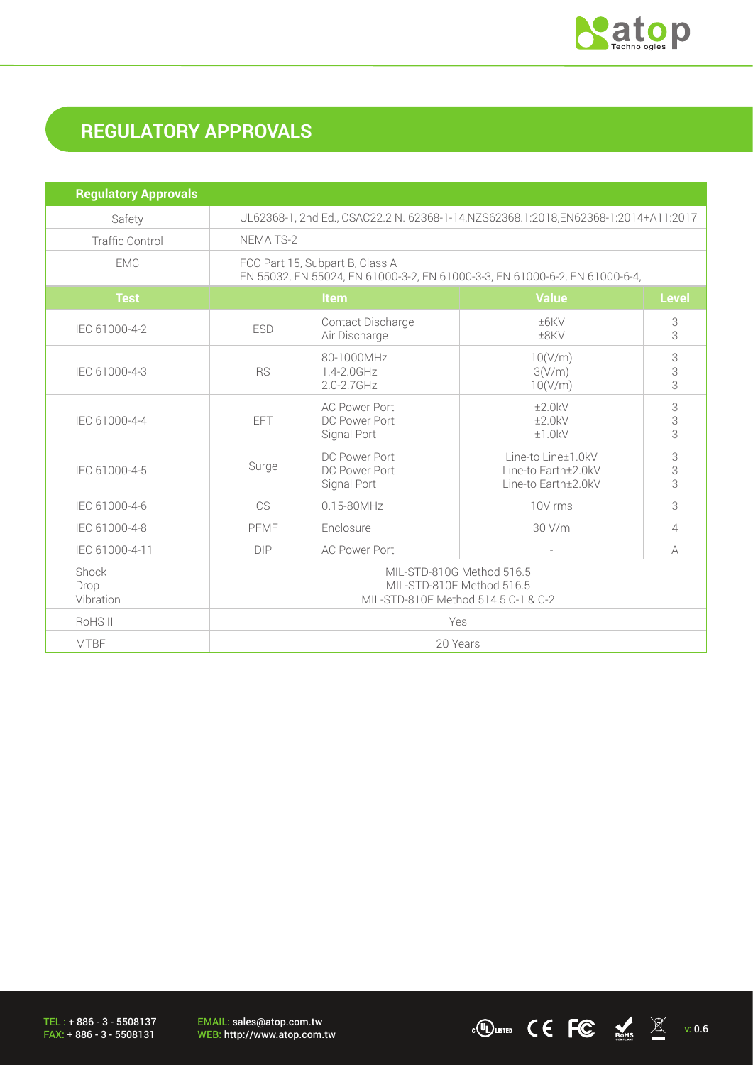## REGULATORY APPROVALS

| Regulatory Approvals | | | | |
|---|---|---|---|---|
| Safety | UL62368-1, 2nd Ed., CSAC22.2 N. 62368-1-14,NZS62368.1:2018,EN62368-1:2014+A11:2017 | | | |
| Traffic Control | NEMA TS-2 | | | |
| EMC | FCC Part 15, Subpart B, Class A<br>EN 55032, EN 55024, EN 61000-3-2, EN 61000-3-3, EN 61000-6-2, EN 61000-6-4, | | | |
| **Test** | **Item** | | **Value** | **Level** |
| IEC 61000-4-2 | ESD | Contact Discharge<br>Air Discharge | ±6KV<br>±8KV | 3<br>3 |
| IEC 61000-4-3 | RS | 80-1000MHz<br>1.4-2.0GHz<br>2.0-2.7GHz | 10(V/m)<br>3(V/m)<br>10(V/m) | 3<br>3<br>3 |
| IEC 61000-4-4 | EFT | AC Power Port<br>DC Power Port<br>Signal Port | ±2.0kV<br>±2.0kV<br>±1.0kV | 3<br>3<br>3 |
| IEC 61000-4-5 | Surge | DC Power Port<br>DC Power Port<br>Signal Port | Line-to Line±1.0kV<br>Line-to Earth±2.0kV<br>Line-to Earth±2.0kV | 3<br>3<br>3 |
| IEC 61000-4-6 | CS | 0.15-80MHz | 10V rms | 3 |
| IEC 61000-4-8 | PFMF | Enclosure | 30 V/m | 4 |
| IEC 61000-4-11 | DIP | AC Power Port | - | A |
| Shock<br>Drop<br>Vibration | MIL-STD-810G Method 516.5<br>MIL-STD-810F Method 516.5<br>MIL-STD-810F Method 514.5 C-1 & C-2 | | | |
| RoHS II | Yes | | | |
| MTBF | 20 Years | | | |

TEL : + 886 - 3 - 5508137
FAX: + 886 - 3 - 5508131

EMAIL: sales@atop.com.tw
WEB: http://www.atop.com.tw

v: 0.6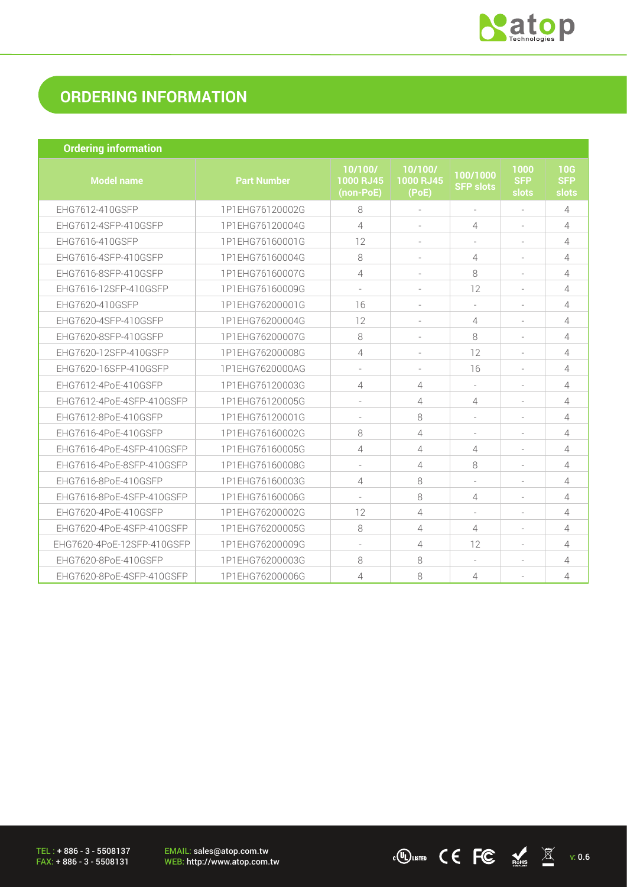## ORDERING INFORMATION

| Ordering information | | | | | | |
|---|---|---|---|---|---|---|
| **Model name** | **Part Number** | **10/100/1000 RJ45 (non-PoE)** | **10/100/1000 RJ45 (PoE)** | **100/1000 SFP slots** | **1000 SFP slots** | **10G SFP slots** |
| EHG7612-410GSFP | 1P1EHG76120002G | 8 | - | - | - | 4 |
| EHG7612-4SFP-410GSFP | 1P1EHG76120004G | 4 | - | 4 | - | 4 |
| EHG7616-410GSFP | 1P1EHG76160001G | 12 | - | - | - | 4 |
| EHG7616-4SFP-410GSFP | 1P1EHG76160004G | 8 | - | 4 | - | 4 |
| EHG7616-8SFP-410GSFP | 1P1EHG76160007G | 4 | - | 8 | - | 4 |
| EHG7616-12SFP-410GSFP | 1P1EHG76160009G | - | - | 12 | - | 4 |
| EHG7620-410GSFP | 1P1EHG76200001G | 16 | - | - | - | 4 |
| EHG7620-4SFP-410GSFP | 1P1EHG76200004G | 12 | - | 4 | - | 4 |
| EHG7620-8SFP-410GSFP | 1P1EHG76200007G | 8 | - | 8 | - | 4 |
| EHG7620-12SFP-410GSFP | 1P1EHG76200008G | 4 | - | 12 | - | 4 |
| EHG7620-16SFP-410GSFP | 1P1EHG7620000AG | - | - | 16 | - | 4 |
| EHG7612-4PoE-410GSFP | 1P1EHG76120003G | 4 | 4 | - | - | 4 |
| EHG7612-4PoE-4SFP-410GSFP | 1P1EHG76120005G | - | 4 | 4 | - | 4 |
| EHG7612-8PoE-410GSFP | 1P1EHG76120001G | - | 8 | - | - | 4 |
| EHG7616-4PoE-410GSFP | 1P1EHG76160002G | 8 | 4 | - | - | 4 |
| EHG7616-4PoE-4SFP-410GSFP | 1P1EHG76160005G | 4 | 4 | 4 | - | 4 |
| EHG7616-4PoE-8SFP-410GSFP | 1P1EHG76160008G | - | 4 | 8 | - | 4 |
| EHG7616-8PoE-410GSFP | 1P1EHG76160003G | 4 | 8 | - | - | 4 |
| EHG7616-8PoE-4SFP-410GSFP | 1P1EHG76160006G | - | 8 | 4 | - | 4 |
| EHG7620-4PoE-410GSFP | 1P1EHG76200002G | 12 | 4 | - | - | 4 |
| EHG7620-4PoE-4SFP-410GSFP | 1P1EHG76200005G | 8 | 4 | 4 | - | 4 |
| EHG7620-4PoE-12SFP-410GSFP | 1P1EHG76200009G | - | 4 | 12 | - | 4 |
| EHG7620-8PoE-410GSFP | 1P1EHG76200003G | 8 | 8 | - | - | 4 |
| EHG7620-8PoE-4SFP-410GSFP | 1P1EHG76200006G | 4 | 8 | 4 | - | 4 |

TEL : + 886 - 3 - 5508137
FAX: + 886 - 3 - 5508131

EMAIL: sales@atop.com.tw
WEB: http://www.atop.com.tw

v: 0.6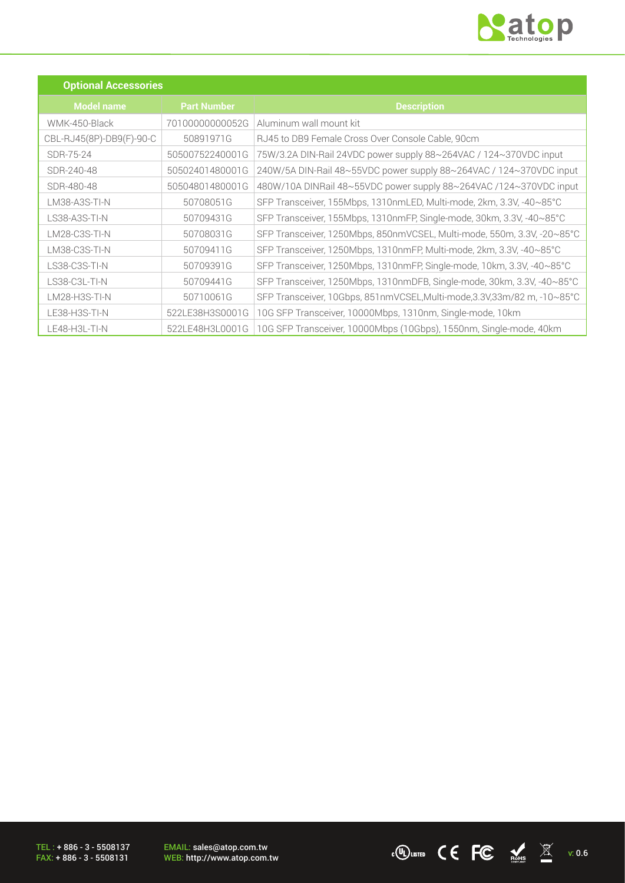## Optional Accessories

| Model name | Part Number | Description |
|---|---|---|
| WMK-450-Black | 70100000000052G | Aluminum wall mount kit |
| CBL-RJ45(8P)-DB9(F)-90-C | 50891971G | RJ45 to DB9 Female Cross Over Console Cable, 90cm |
| SDR-75-24 | 50500752240001G | 75W/3.2A DIN-Rail 24VDC power supply 88~264VAC / 124~370VDC input |
| SDR-240-48 | 50502401480001G | 240W/5A DIN-Rail 48~55VDC power supply 88~264VAC / 124~370VDC input |
| SDR-480-48 | 50504801480001G | 480W/10A DINRail 48~55VDC power supply 88~264VAC /124~370VDC input |
| LM38-A3S-TI-N | 50708051G | SFP Transceiver, 155Mbps, 1310nmLED, Multi-mode, 2km, 3.3V, -40~85°C |
| LS38-A3S-TI-N | 50709431G | SFP Transceiver, 155Mbps, 1310nmFP, Single-mode, 30km, 3.3V, -40~85°C |
| LM28-C3S-TI-N | 50708031G | SFP Transceiver, 1250Mbps, 850nmVCSEL, Multi-mode, 550m, 3.3V, -20~85°C |
| LM38-C3S-TI-N | 50709411G | SFP Transceiver, 1250Mbps, 1310nmFP, Multi-mode, 2km, 3.3V, -40~85°C |
| LS38-C3S-TI-N | 50709391G | SFP Transceiver, 1250Mbps, 1310nmFP, Single-mode, 10km, 3.3V, -40~85°C |
| LS38-C3L-TI-N | 50709441G | SFP Transceiver, 1250Mbps, 1310nmDFB, Single-mode, 30km, 3.3V, -40~85°C |
| LM28-H3S-TI-N | 50710061G | SFP Transceiver, 10Gbps, 851nmVCSEL,Multi-mode,3.3V,33m/82 m, -10~85°C |
| LE38-H3S-TI-N | 522LE38H3S0001G | 10G SFP Transceiver, 10000Mbps, 1310nm, Single-mode, 10km |
| LE48-H3L-TI-N | 522LE48H3L0001G | 10G SFP Transceiver, 10000Mbps (10Gbps), 1550nm, Single-mode, 40km |